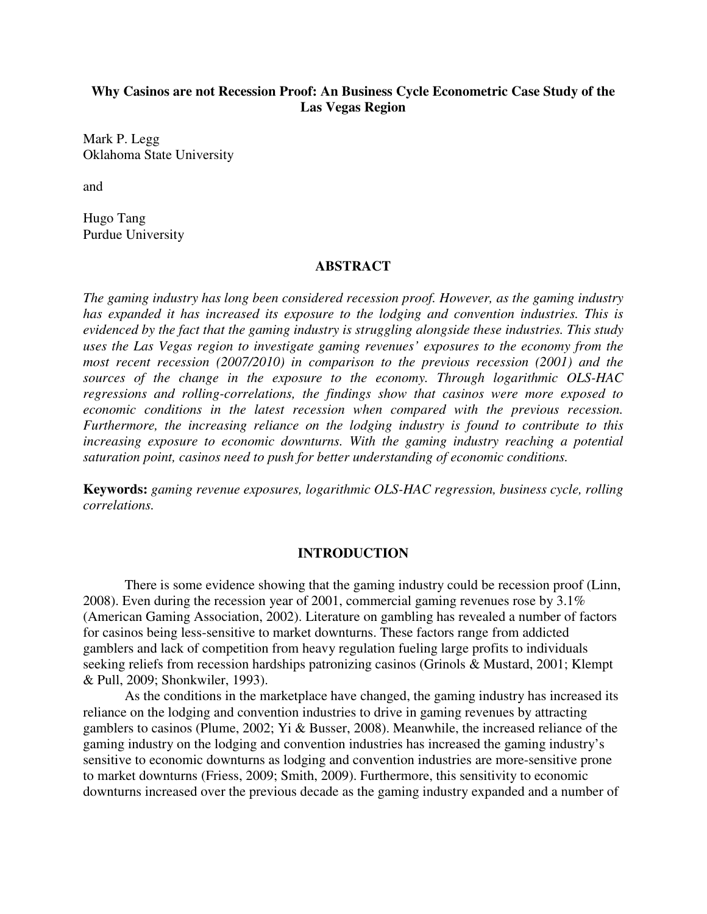**Why Casinos are not Recession Proof: An Business Cycle Econometric Case Study of the Las Vegas Region**

Mark P. Legg
Oklahoma State University

and

Hugo Tang
Purdue University

## ABSTRACT

*The gaming industry has long been considered recession proof. However, as the gaming industry has expanded it has increased its exposure to the lodging and convention industries. This is evidenced by the fact that the gaming industry is struggling alongside these industries. This study uses the Las Vegas region to investigate gaming revenues' exposures to the economy from the most recent recession (2007/2010) in comparison to the previous recession (2001) and the sources of the change in the exposure to the economy. Through logarithmic OLS-HAC regressions and rolling-correlations, the findings show that casinos were more exposed to economic conditions in the latest recession when compared with the previous recession. Furthermore, the increasing reliance on the lodging industry is found to contribute to this increasing exposure to economic downturns. With the gaming industry reaching a potential saturation point, casinos need to push for better understanding of economic conditions.*

**Keywords:** *gaming revenue exposures, logarithmic OLS-HAC regression, business cycle, rolling correlations.*

## INTRODUCTION

There is some evidence showing that the gaming industry could be recession proof (Linn, 2008). Even during the recession year of 2001, commercial gaming revenues rose by 3.1% (American Gaming Association, 2002). Literature on gambling has revealed a number of factors for casinos being less-sensitive to market downturns. These factors range from addicted gamblers and lack of competition from heavy regulation fueling large profits to individuals seeking reliefs from recession hardships patronizing casinos (Grinols & Mustard, 2001; Klempt & Pull, 2009; Shonkwiler, 1993).

As the conditions in the marketplace have changed, the gaming industry has increased its reliance on the lodging and convention industries to drive in gaming revenues by attracting gamblers to casinos (Plume, 2002; Yi & Busser, 2008). Meanwhile, the increased reliance of the gaming industry on the lodging and convention industries has increased the gaming industry's sensitive to economic downturns as lodging and convention industries are more-sensitive prone to market downturns (Friess, 2009; Smith, 2009). Furthermore, this sensitivity to economic downturns increased over the previous decade as the gaming industry expanded and a number of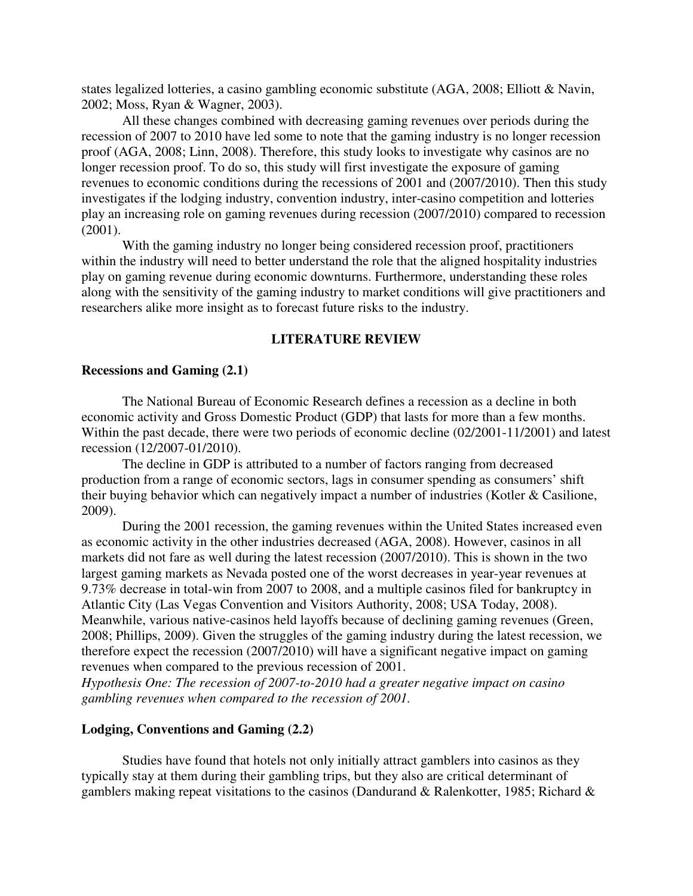states legalized lotteries, a casino gambling economic substitute (AGA, 2008; Elliott & Navin, 2002; Moss, Ryan & Wagner, 2003).

All these changes combined with decreasing gaming revenues over periods during the recession of 2007 to 2010 have led some to note that the gaming industry is no longer recession proof (AGA, 2008; Linn, 2008). Therefore, this study looks to investigate why casinos are no longer recession proof. To do so, this study will first investigate the exposure of gaming revenues to economic conditions during the recessions of 2001 and (2007/2010). Then this study investigates if the lodging industry, convention industry, inter-casino competition and lotteries play an increasing role on gaming revenues during recession (2007/2010) compared to recession (2001).

With the gaming industry no longer being considered recession proof, practitioners within the industry will need to better understand the role that the aligned hospitality industries play on gaming revenue during economic downturns. Furthermore, understanding these roles along with the sensitivity of the gaming industry to market conditions will give practitioners and researchers alike more insight as to forecast future risks to the industry.

## LITERATURE REVIEW

### Recessions and Gaming (2.1)

The National Bureau of Economic Research defines a recession as a decline in both economic activity and Gross Domestic Product (GDP) that lasts for more than a few months. Within the past decade, there were two periods of economic decline (02/2001-11/2001) and latest recession (12/2007-01/2010).

The decline in GDP is attributed to a number of factors ranging from decreased production from a range of economic sectors, lags in consumer spending as consumers' shift their buying behavior which can negatively impact a number of industries (Kotler & Casilione, 2009).

During the 2001 recession, the gaming revenues within the United States increased even as economic activity in the other industries decreased (AGA, 2008). However, casinos in all markets did not fare as well during the latest recession (2007/2010). This is shown in the two largest gaming markets as Nevada posted one of the worst decreases in year-year revenues at 9.73% decrease in total-win from 2007 to 2008, and a multiple casinos filed for bankruptcy in Atlantic City (Las Vegas Convention and Visitors Authority, 2008; USA Today, 2008). Meanwhile, various native-casinos held layoffs because of declining gaming revenues (Green, 2008; Phillips, 2009). Given the struggles of the gaming industry during the latest recession, we therefore expect the recession (2007/2010) will have a significant negative impact on gaming revenues when compared to the previous recession of 2001.

*Hypothesis One: The recession of 2007-to-2010 had a greater negative impact on casino gambling revenues when compared to the recession of 2001.*

### Lodging, Conventions and Gaming (2.2)

Studies have found that hotels not only initially attract gamblers into casinos as they typically stay at them during their gambling trips, but they also are critical determinant of gamblers making repeat visitations to the casinos (Dandurand & Ralenkotter, 1985; Richard &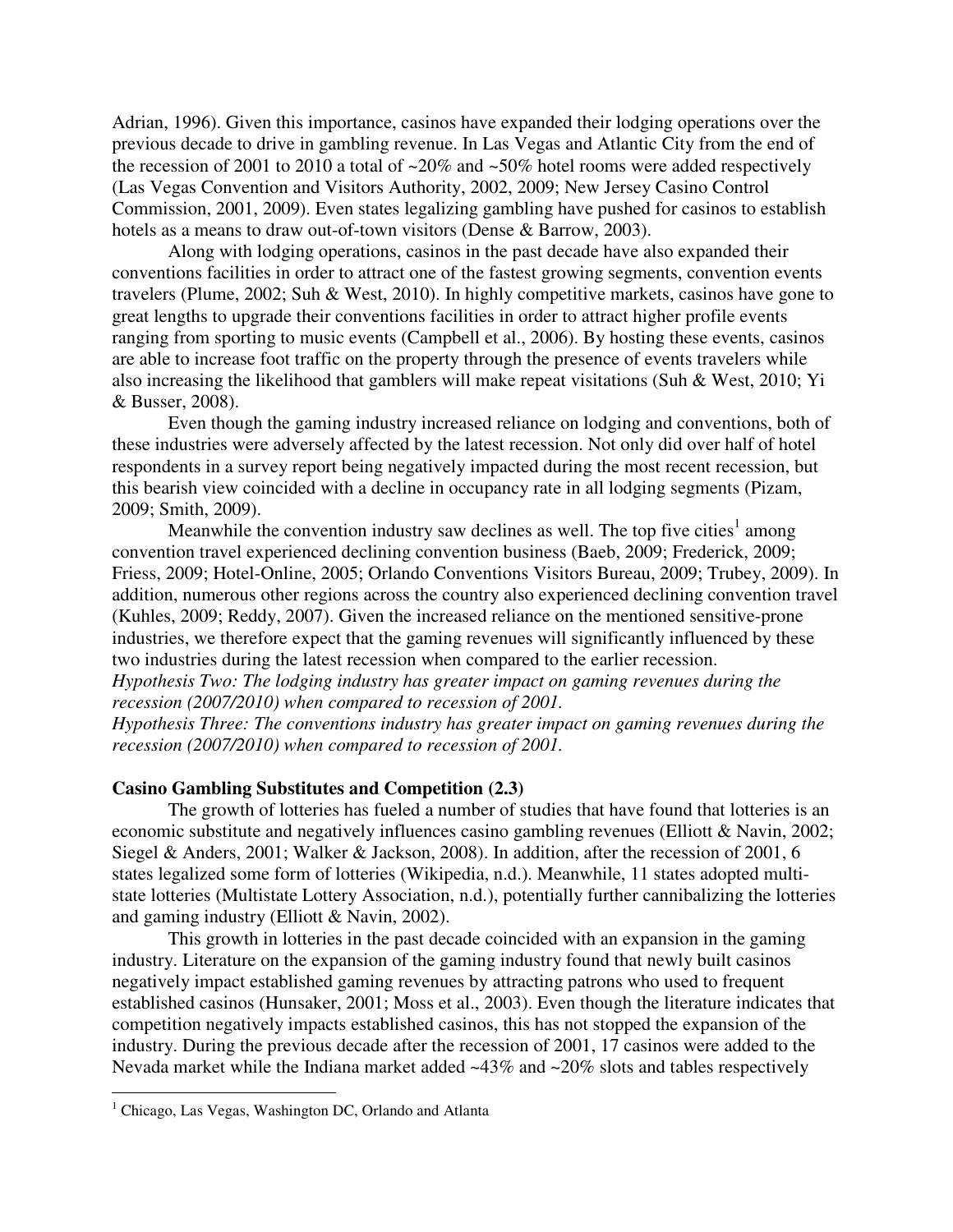Adrian, 1996). Given this importance, casinos have expanded their lodging operations over the previous decade to drive in gambling revenue. In Las Vegas and Atlantic City from the end of the recession of 2001 to 2010 a total of ~20% and ~50% hotel rooms were added respectively (Las Vegas Convention and Visitors Authority, 2002, 2009; New Jersey Casino Control Commission, 2001, 2009). Even states legalizing gambling have pushed for casinos to establish hotels as a means to draw out-of-town visitors (Dense & Barrow, 2003).

Along with lodging operations, casinos in the past decade have also expanded their conventions facilities in order to attract one of the fastest growing segments, convention events travelers (Plume, 2002; Suh & West, 2010). In highly competitive markets, casinos have gone to great lengths to upgrade their conventions facilities in order to attract higher profile events ranging from sporting to music events (Campbell et al., 2006). By hosting these events, casinos are able to increase foot traffic on the property through the presence of events travelers while also increasing the likelihood that gamblers will make repeat visitations (Suh & West, 2010; Yi & Busser, 2008).

Even though the gaming industry increased reliance on lodging and conventions, both of these industries were adversely affected by the latest recession. Not only did over half of hotel respondents in a survey report being negatively impacted during the most recent recession, but this bearish view coincided with a decline in occupancy rate in all lodging segments (Pizam, 2009; Smith, 2009).

Meanwhile the convention industry saw declines as well. The top five cities[1] among convention travel experienced declining convention business (Baeb, 2009; Frederick, 2009; Friess, 2009; Hotel-Online, 2005; Orlando Conventions Visitors Bureau, 2009; Trubey, 2009). In addition, numerous other regions across the country also experienced declining convention travel (Kuhles, 2009; Reddy, 2007). Given the increased reliance on the mentioned sensitive-prone industries, we therefore expect that the gaming revenues will significantly influenced by these two industries during the latest recession when compared to the earlier recession.

*Hypothesis Two: The lodging industry has greater impact on gaming revenues during the recession (2007/2010) when compared to recession of 2001.*

*Hypothesis Three: The conventions industry has greater impact on gaming revenues during the recession (2007/2010) when compared to recession of 2001.*

**Casino Gambling Substitutes and Competition (2.3)**

The growth of lotteries has fueled a number of studies that have found that lotteries is an economic substitute and negatively influences casino gambling revenues (Elliott & Navin, 2002; Siegel & Anders, 2001; Walker & Jackson, 2008). In addition, after the recession of 2001, 6 states legalized some form of lotteries (Wikipedia, n.d.). Meanwhile, 11 states adopted multi-state lotteries (Multistate Lottery Association, n.d.), potentially further cannibalizing the lotteries and gaming industry (Elliott & Navin, 2002).

This growth in lotteries in the past decade coincided with an expansion in the gaming industry. Literature on the expansion of the gaming industry found that newly built casinos negatively impact established gaming revenues by attracting patrons who used to frequent established casinos (Hunsaker, 2001; Moss et al., 2003). Even though the literature indicates that competition negatively impacts established casinos, this has not stopped the expansion of the industry. During the previous decade after the recession of 2001, 17 casinos were added to the Nevada market while the Indiana market added ~43% and ~20% slots and tables respectively

---

[1] Chicago, Las Vegas, Washington DC, Orlando and Atlanta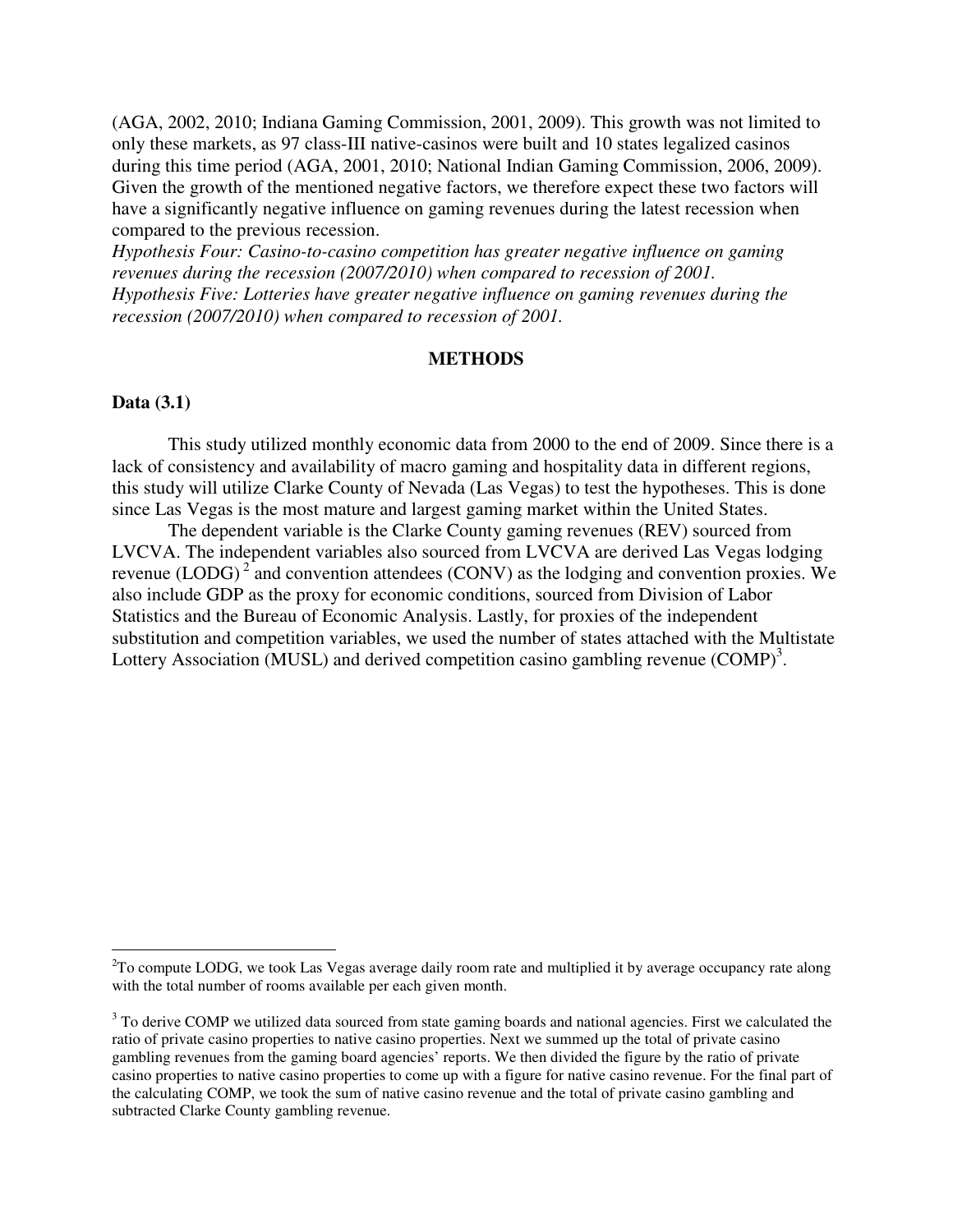(AGA, 2002, 2010; Indiana Gaming Commission, 2001, 2009). This growth was not limited to only these markets, as 97 class-III native-casinos were built and 10 states legalized casinos during this time period (AGA, 2001, 2010; National Indian Gaming Commission, 2006, 2009). Given the growth of the mentioned negative factors, we therefore expect these two factors will have a significantly negative influence on gaming revenues during the latest recession when compared to the previous recession.

*Hypothesis Four: Casino-to-casino competition has greater negative influence on gaming revenues during the recession (2007/2010) when compared to recession of 2001.*

*Hypothesis Five: Lotteries have greater negative influence on gaming revenues during the recession (2007/2010) when compared to recession of 2001.*

## METHODS

### Data (3.1)

This study utilized monthly economic data from 2000 to the end of 2009. Since there is a lack of consistency and availability of macro gaming and hospitality data in different regions, this study will utilize Clarke County of Nevada (Las Vegas) to test the hypotheses. This is done since Las Vegas is the most mature and largest gaming market within the United States.

The dependent variable is the Clarke County gaming revenues (REV) sourced from LVCVA. The independent variables also sourced from LVCVA are derived Las Vegas lodging revenue (LODG)[2] and convention attendees (CONV) as the lodging and convention proxies. We also include GDP as the proxy for economic conditions, sourced from Division of Labor Statistics and the Bureau of Economic Analysis. Lastly, for proxies of the independent substitution and competition variables, we used the number of states attached with the Multistate Lottery Association (MUSL) and derived competition casino gambling revenue (COMP)[3].

---

[2]To compute LODG, we took Las Vegas average daily room rate and multiplied it by average occupancy rate along with the total number of rooms available per each given month.

[3] To derive COMP we utilized data sourced from state gaming boards and national agencies. First we calculated the ratio of private casino properties to native casino properties. Next we summed up the total of private casino gambling revenues from the gaming board agencies' reports. We then divided the figure by the ratio of private casino properties to native casino properties to come up with a figure for native casino revenue. For the final part of the calculating COMP, we took the sum of native casino revenue and the total of private casino gambling and subtracted Clarke County gambling revenue.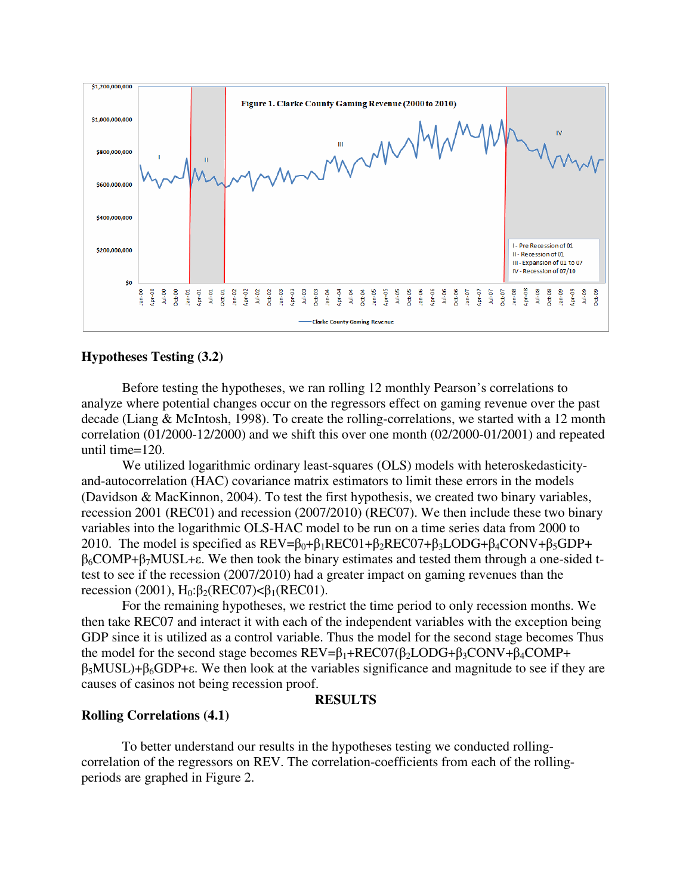**Figure 1. Clarke County Gaming Revenue (2000 to 2010)**

### Hypotheses Testing (3.2)

Before testing the hypotheses, we ran rolling 12 monthly Pearson's correlations to analyze where potential changes occur on the regressors effect on gaming revenue over the past decade (Liang & McIntosh, 1998). To create the rolling-correlations, we started with a 12 month correlation (01/2000-12/2000) and we shift this over one month (02/2000-01/2001) and repeated until time=120.

We utilized logarithmic ordinary least-squares (OLS) models with heteroskedasticity-and-autocorrelation (HAC) covariance matrix estimators to limit these errors in the models (Davidson & MacKinnon, 2004). To test the first hypothesis, we created two binary variables, recession 2001 (REC01) and recession (2007/2010) (REC07). We then include these two binary variables into the logarithmic OLS-HAC model to be run on a time series data from 2000 to 2010. The model is specified as $REV=\beta_0+\beta_1 REC01+\beta_2 REC07+\beta_3 LODG+\beta_4 CONV+\beta_5 GDP+\beta_6 COMP+\beta_7 MUSL+\varepsilon$. We then took the binary estimates and tested them through a one-sided t-test to see if the recession (2007/2010) had a greater impact on gaming revenues than the recession (2001), $H_0{:}\beta_2(REC07)<\beta_1(REC01)$.

For the remaining hypotheses, we restrict the time period to only recession months. We then take REC07 and interact it with each of the independent variables with the exception being GDP since it is utilized as a control variable. Thus the model for the second stage becomes Thus the model for the second stage becomes $REV=\beta_1+REC07(\beta_2 LODG+\beta_3 CONV+\beta_4 COMP+\beta_5 MUSL)+\beta_6 GDP+\varepsilon$. We then look at the variables significance and magnitude to see if they are causes of casinos not being recession proof.

## RESULTS

### Rolling Correlations (4.1)

To better understand our results in the hypotheses testing we conducted rolling-correlation of the regressors on REV. The correlation-coefficients from each of the rolling-periods are graphed in Figure 2.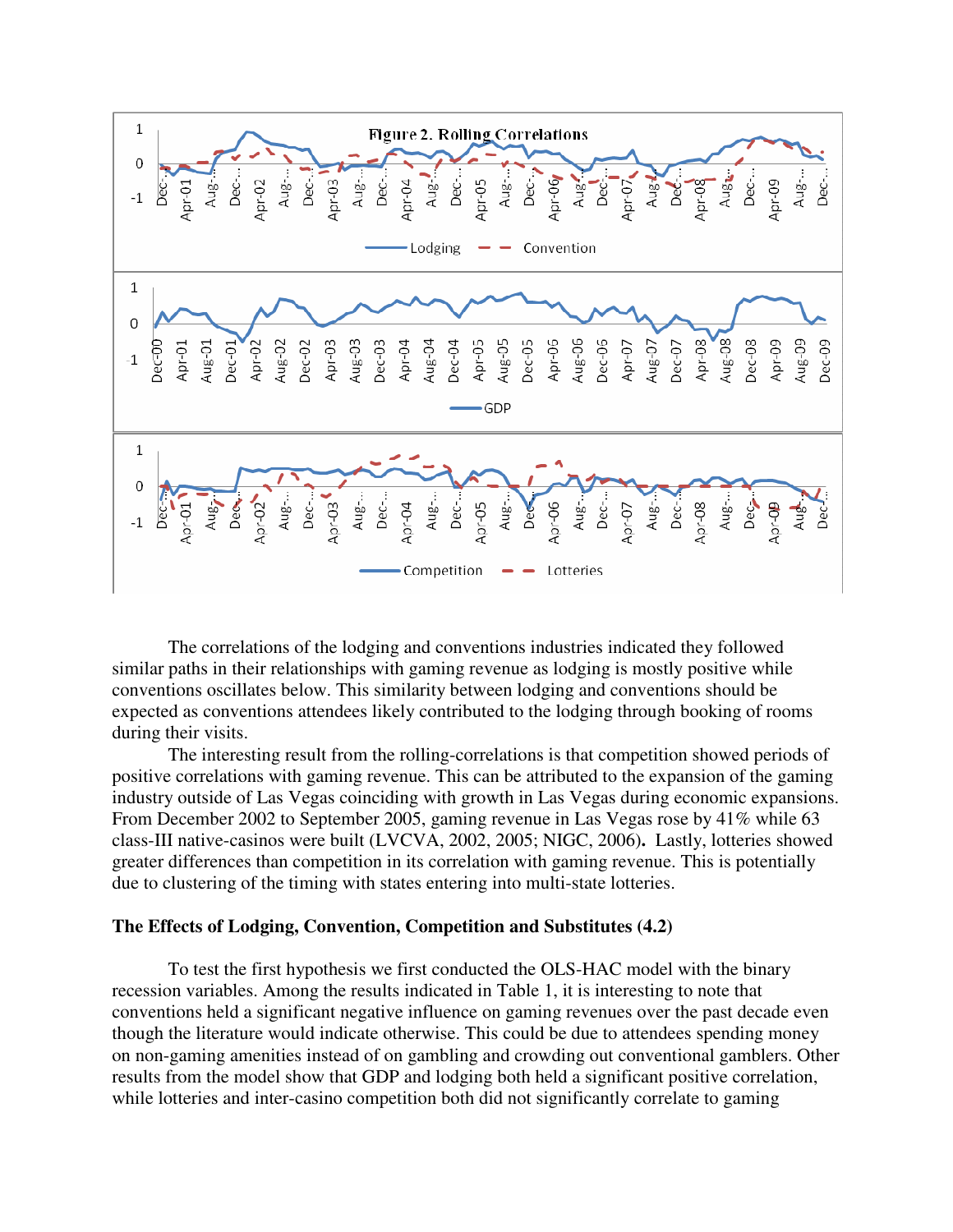Figure 2. Rolling Correlations

The correlations of the lodging and conventions industries indicated they followed similar paths in their relationships with gaming revenue as lodging is mostly positive while conventions oscillates below. This similarity between lodging and conventions should be expected as conventions attendees likely contributed to the lodging through booking of rooms during their visits.

The interesting result from the rolling-correlations is that competition showed periods of positive correlations with gaming revenue. This can be attributed to the expansion of the gaming industry outside of Las Vegas coinciding with growth in Las Vegas during economic expansions. From December 2002 to September 2005, gaming revenue in Las Vegas rose by 41% while 63 class-III native-casinos were built (LVCVA, 2002, 2005; NIGC, 2006). Lastly, lotteries showed greater differences than competition in its correlation with gaming revenue. This is potentially due to clustering of the timing with states entering into multi-state lotteries.

### The Effects of Lodging, Convention, Competition and Substitutes (4.2)

To test the first hypothesis we first conducted the OLS-HAC model with the binary recession variables. Among the results indicated in Table 1, it is interesting to note that conventions held a significant negative influence on gaming revenues over the past decade even though the literature would indicate otherwise. This could be due to attendees spending money on non-gaming amenities instead of on gambling and crowding out conventional gamblers. Other results from the model show that GDP and lodging both held a significant positive correlation, while lotteries and inter-casino competition both did not significantly correlate to gaming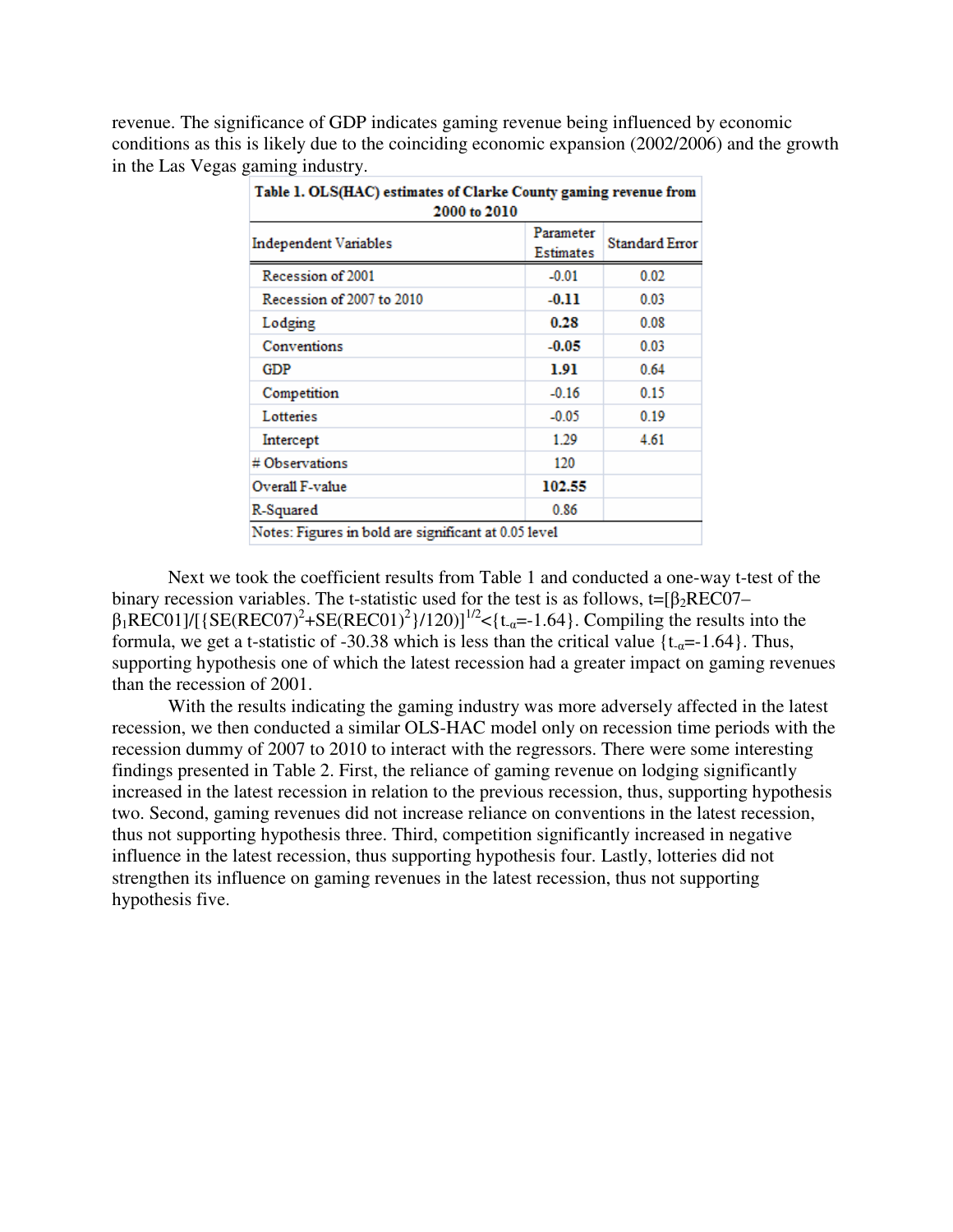revenue. The significance of GDP indicates gaming revenue being influenced by economic conditions as this is likely due to the coinciding economic expansion (2002/2006) and the growth in the Las Vegas gaming industry.

**Table 1. OLS(HAC) estimates of Clarke County gaming revenue from 2000 to 2010**

| Independent Variables | Parameter Estimates | Standard Error |
|---|---|---|
| Recession of 2001 | -0.01 | 0.02 |
| Recession of 2007 to 2010 | **-0.11** | 0.03 |
| Lodging | **0.28** | 0.08 |
| Conventions | **-0.05** | 0.03 |
| GDP | **1.91** | 0.64 |
| Competition | -0.16 | 0.15 |
| Lotteries | -0.05 | 0.19 |
| Intercept | 1.29 | 4.61 |
| # Observations | 120 | |
| Overall F-value | **102.55** | |
| R-Squared | 0.86 | |

Notes: Figures in bold are significant at 0.05 level

Next we took the coefficient results from Table 1 and conducted a one-way t-test of the binary recession variables. The t-statistic used for the test is as follows, $t=[\beta_2 REC07 - \beta_1 REC01]/[\{SE(REC07)^2+SE(REC01)^2\}/120)]^{1/2}<\{t_{-\alpha}=-1.64\}$. Compiling the results into the formula, we get a t-statistic of -30.38 which is less than the critical value $\{t_{-\alpha}=-1.64\}$. Thus, supporting hypothesis one of which the latest recession had a greater impact on gaming revenues than the recession of 2001.

With the results indicating the gaming industry was more adversely affected in the latest recession, we then conducted a similar OLS-HAC model only on recession time periods with the recession dummy of 2007 to 2010 to interact with the regressors. There were some interesting findings presented in Table 2. First, the reliance of gaming revenue on lodging significantly increased in the latest recession in relation to the previous recession, thus, supporting hypothesis two. Second, gaming revenues did not increase reliance on conventions in the latest recession, thus not supporting hypothesis three. Third, competition significantly increased in negative influence in the latest recession, thus supporting hypothesis four. Lastly, lotteries did not strengthen its influence on gaming revenues in the latest recession, thus not supporting hypothesis five.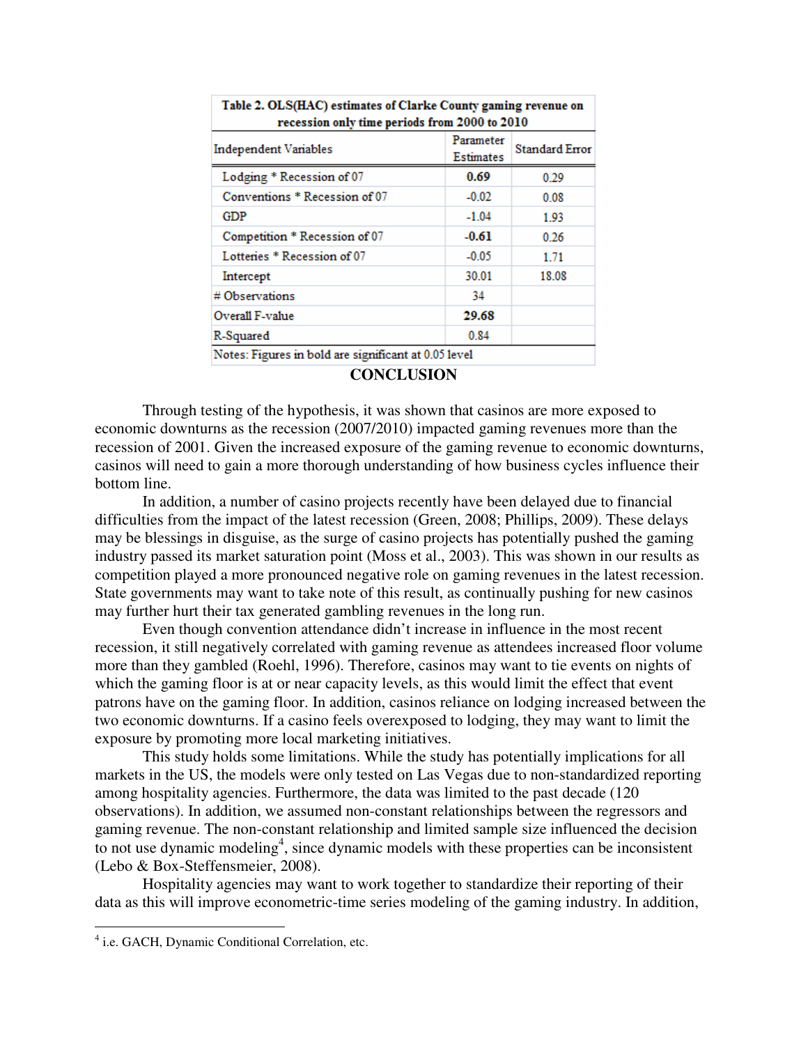| Table 2. OLS(HAC) estimates of Clarke County gaming revenue on recession only time periods from 2000 to 2010 | | |
|---|---|---|
| Independent Variables | Parameter Estimates | Standard Error |
| Lodging * Recession of 07 | **0.69** | 0.29 |
| Conventions * Recession of 07 | -0.02 | 0.08 |
| GDP | -1.04 | 1.93 |
| Competition * Recession of 07 | **-0.61** | 0.26 |
| Lotteries * Recession of 07 | -0.05 | 1.71 |
| Intercept | 30.01 | 18.08 |
| # Observations | 34 | |
| Overall F-value | **29.68** | |
| R-Squared | 0.84 | |
| Notes: Figures in bold are significant at 0.05 level | | |

## CONCLUSION

Through testing of the hypothesis, it was shown that casinos are more exposed to economic downturns as the recession (2007/2010) impacted gaming revenues more than the recession of 2001. Given the increased exposure of the gaming revenue to economic downturns, casinos will need to gain a more thorough understanding of how business cycles influence their bottom line.

In addition, a number of casino projects recently have been delayed due to financial difficulties from the impact of the latest recession (Green, 2008; Phillips, 2009). These delays may be blessings in disguise, as the surge of casino projects has potentially pushed the gaming industry passed its market saturation point (Moss et al., 2003). This was shown in our results as competition played a more pronounced negative role on gaming revenues in the latest recession. State governments may want to take note of this result, as continually pushing for new casinos may further hurt their tax generated gambling revenues in the long run.

Even though convention attendance didn't increase in influence in the most recent recession, it still negatively correlated with gaming revenue as attendees increased floor volume more than they gambled (Roehl, 1996). Therefore, casinos may want to tie events on nights of which the gaming floor is at or near capacity levels, as this would limit the effect that event patrons have on the gaming floor. In addition, casinos reliance on lodging increased between the two economic downturns. If a casino feels overexposed to lodging, they may want to limit the exposure by promoting more local marketing initiatives.

This study holds some limitations. While the study has potentially implications for all markets in the US, the models were only tested on Las Vegas due to non-standardized reporting among hospitality agencies. Furthermore, the data was limited to the past decade (120 observations). In addition, we assumed non-constant relationships between the regressors and gaming revenue. The non-constant relationship and limited sample size influenced the decision to not use dynamic modeling[4], since dynamic models with these properties can be inconsistent (Lebo & Box-Steffensmeier, 2008).

Hospitality agencies may want to work together to standardize their reporting of their data as this will improve econometric-time series modeling of the gaming industry. In addition,

---

[4] i.e. GACH, Dynamic Conditional Correlation, etc.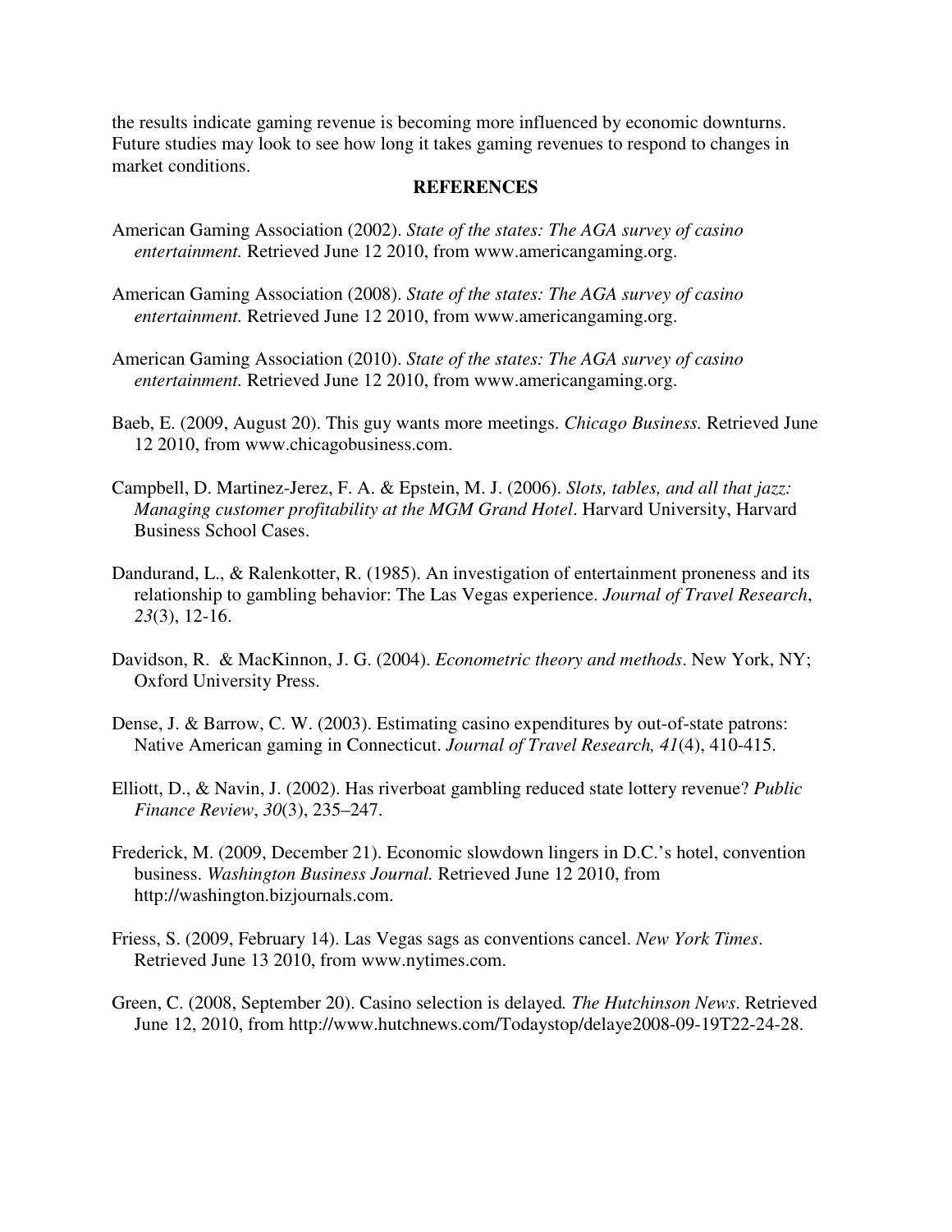the results indicate gaming revenue is becoming more influenced by economic downturns. Future studies may look to see how long it takes gaming revenues to respond to changes in market conditions.

## REFERENCES

American Gaming Association (2002). *State of the states: The AGA survey of casino entertainment.* Retrieved June 12 2010, from www.americangaming.org.

American Gaming Association (2008). *State of the states: The AGA survey of casino entertainment.* Retrieved June 12 2010, from www.americangaming.org.

American Gaming Association (2010). *State of the states: The AGA survey of casino entertainment.* Retrieved June 12 2010, from www.americangaming.org.

Baeb, E. (2009, August 20). This guy wants more meetings. *Chicago Business.* Retrieved June 12 2010, from www.chicagobusiness.com.

Campbell, D. Martinez-Jerez, F. A. & Epstein, M. J. (2006). *Slots, tables, and all that jazz: Managing customer profitability at the MGM Grand Hotel*. Harvard University, Harvard Business School Cases.

Dandurand, L., & Ralenkotter, R. (1985). An investigation of entertainment proneness and its relationship to gambling behavior: The Las Vegas experience. *Journal of Travel Research*, *23*(3), 12-16.

Davidson, R. & MacKinnon, J. G. (2004). *Econometric theory and methods*. New York, NY; Oxford University Press.

Dense, J. & Barrow, C. W. (2003). Estimating casino expenditures by out-of-state patrons: Native American gaming in Connecticut. *Journal of Travel Research, 41*(4), 410-415.

Elliott, D., & Navin, J. (2002). Has riverboat gambling reduced state lottery revenue? *Public Finance Review*, *30*(3), 235–247.

Frederick, M. (2009, December 21). Economic slowdown lingers in D.C.'s hotel, convention business. *Washington Business Journal.* Retrieved June 12 2010, from http://washington.bizjournals.com.

Friess, S. (2009, February 14). Las Vegas sags as conventions cancel. *New York Times*. Retrieved June 13 2010, from www.nytimes.com.

Green, C. (2008, September 20). Casino selection is delayed*. The Hutchinson News*. Retrieved June 12, 2010, from http://www.hutchnews.com/Todaystop/delaye2008-09-19T22-24-28.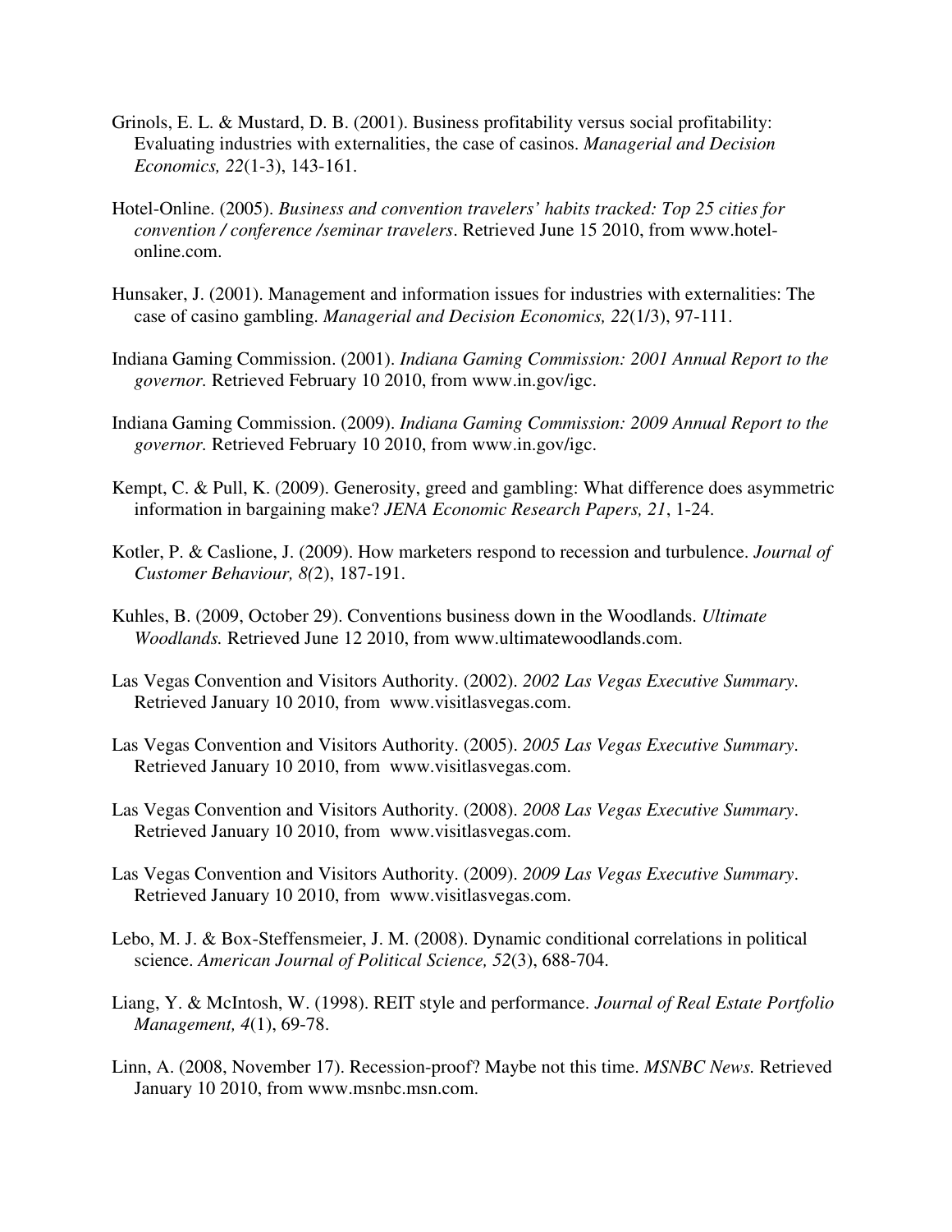Grinols, E. L. & Mustard, D. B. (2001). Business profitability versus social profitability: Evaluating industries with externalities, the case of casinos. *Managerial and Decision Economics, 22*(1-3), 143-161.

Hotel-Online. (2005). *Business and convention travelers' habits tracked: Top 25 cities for convention / conference /seminar travelers*. Retrieved June 15 2010, from www.hotel-online.com.

Hunsaker, J. (2001). Management and information issues for industries with externalities: The case of casino gambling. *Managerial and Decision Economics, 22*(1/3), 97-111.

Indiana Gaming Commission. (2001). *Indiana Gaming Commission: 2001 Annual Report to the governor.* Retrieved February 10 2010, from www.in.gov/igc.

Indiana Gaming Commission. (2009). *Indiana Gaming Commission: 2009 Annual Report to the governor.* Retrieved February 10 2010, from www.in.gov/igc.

Kempt, C. & Pull, K. (2009). Generosity, greed and gambling: What difference does asymmetric information in bargaining make? *JENA Economic Research Papers, 21*, 1-24.

Kotler, P. & Caslione, J. (2009). How marketers respond to recession and turbulence. *Journal of Customer Behaviour, 8(*2), 187-191.

Kuhles, B. (2009, October 29). Conventions business down in the Woodlands. *Ultimate Woodlands.* Retrieved June 12 2010, from www.ultimatewoodlands.com.

Las Vegas Convention and Visitors Authority. (2002). *2002 Las Vegas Executive Summary*. Retrieved January 10 2010, from www.visitlasvegas.com.

Las Vegas Convention and Visitors Authority. (2005). *2005 Las Vegas Executive Summary*. Retrieved January 10 2010, from www.visitlasvegas.com.

Las Vegas Convention and Visitors Authority. (2008). *2008 Las Vegas Executive Summary*. Retrieved January 10 2010, from www.visitlasvegas.com.

Las Vegas Convention and Visitors Authority. (2009). *2009 Las Vegas Executive Summary*. Retrieved January 10 2010, from www.visitlasvegas.com.

Lebo, M. J. & Box-Steffensmeier, J. M. (2008). Dynamic conditional correlations in political science. *American Journal of Political Science, 52*(3), 688-704.

Liang, Y. & McIntosh, W. (1998). REIT style and performance. *Journal of Real Estate Portfolio Management, 4*(1), 69-78.

Linn, A. (2008, November 17). Recession-proof? Maybe not this time. *MSNBC News.* Retrieved January 10 2010, from www.msnbc.msn.com.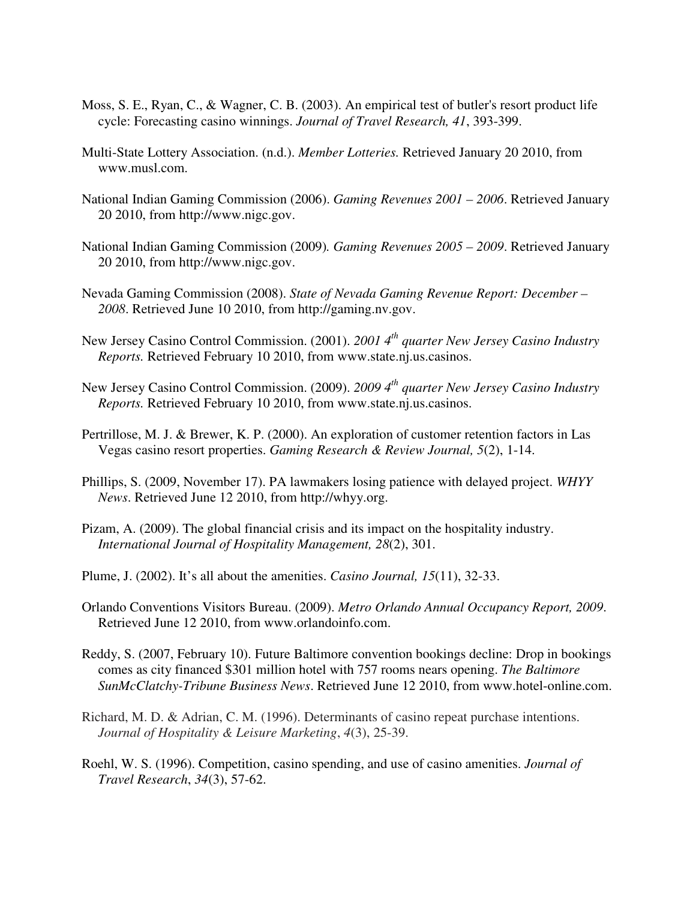Moss, S. E., Ryan, C., & Wagner, C. B. (2003). An empirical test of butler's resort product life cycle: Forecasting casino winnings. *Journal of Travel Research, 41*, 393-399.

Multi-State Lottery Association. (n.d.). *Member Lotteries.* Retrieved January 20 2010, from www.musl.com.

National Indian Gaming Commission (2006). *Gaming Revenues 2001 – 2006*. Retrieved January 20 2010, from http://www.nigc.gov.

National Indian Gaming Commission (2009). *Gaming Revenues 2005 – 2009*. Retrieved January 20 2010, from http://www.nigc.gov.

Nevada Gaming Commission (2008). *State of Nevada Gaming Revenue Report: December – 2008*. Retrieved June 10 2010, from http://gaming.nv.gov.

New Jersey Casino Control Commission. (2001). *2001 4th quarter New Jersey Casino Industry Reports.* Retrieved February 10 2010, from www.state.nj.us.casinos.

New Jersey Casino Control Commission. (2009). *2009 4th quarter New Jersey Casino Industry Reports.* Retrieved February 10 2010, from www.state.nj.us.casinos.

Pertrillose, M. J. & Brewer, K. P. (2000). An exploration of customer retention factors in Las Vegas casino resort properties. *Gaming Research & Review Journal, 5*(2), 1-14.

Phillips, S. (2009, November 17). PA lawmakers losing patience with delayed project. *WHYY News*. Retrieved June 12 2010, from http://whyy.org.

Pizam, A. (2009). The global financial crisis and its impact on the hospitality industry. *International Journal of Hospitality Management, 28*(2), 301.

Plume, J. (2002). It's all about the amenities. *Casino Journal, 15*(11), 32-33.

Orlando Conventions Visitors Bureau. (2009). *Metro Orlando Annual Occupancy Report, 2009*. Retrieved June 12 2010, from www.orlandoinfo.com.

Reddy, S. (2007, February 10). Future Baltimore convention bookings decline: Drop in bookings comes as city financed $301 million hotel with 757 rooms nears opening. *The Baltimore SunMcClatchy-Tribune Business News*. Retrieved June 12 2010, from www.hotel-online.com.

Richard, M. D. & Adrian, C. M. (1996). Determinants of casino repeat purchase intentions. *Journal of Hospitality & Leisure Marketing*, *4*(3), 25-39.

Roehl, W. S. (1996). Competition, casino spending, and use of casino amenities. *Journal of Travel Research*, *34*(3), 57-62.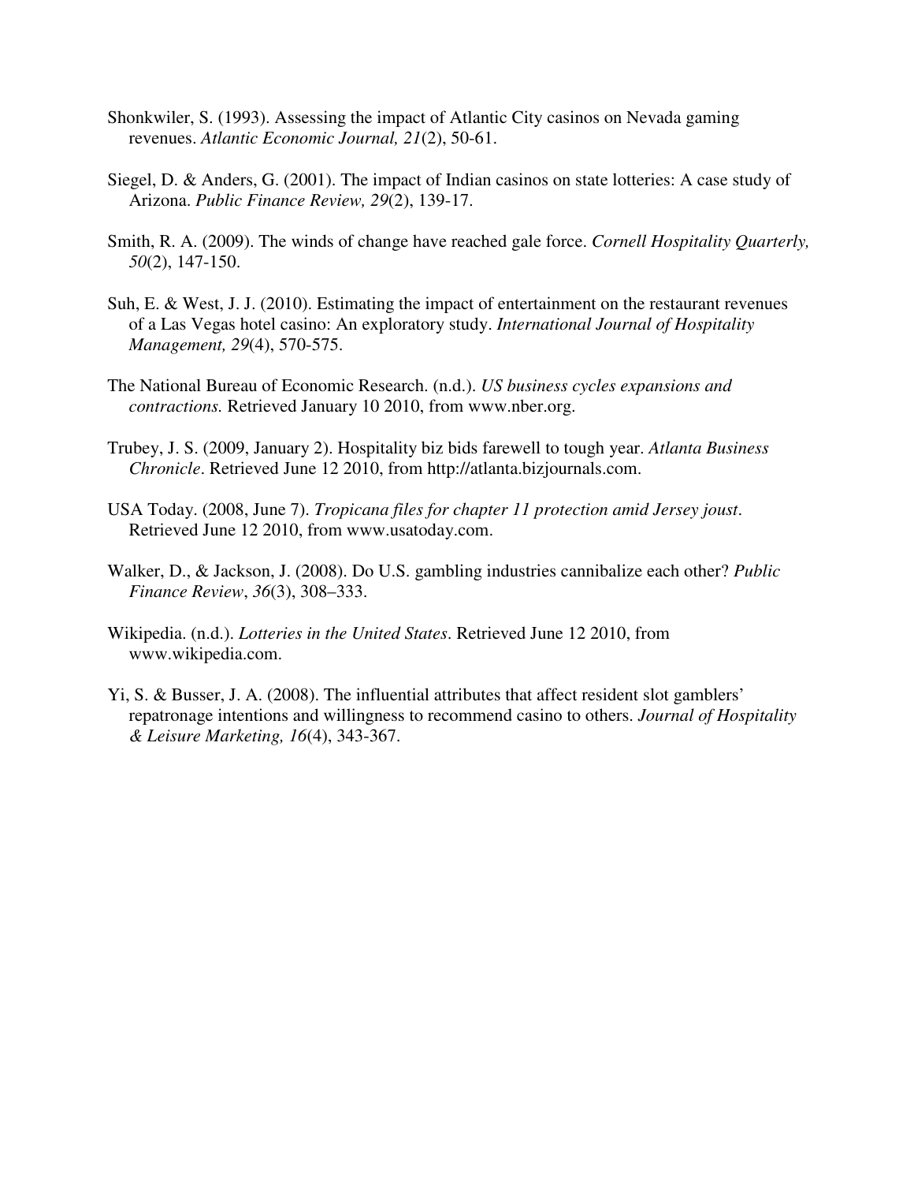Shonkwiler, S. (1993). Assessing the impact of Atlantic City casinos on Nevada gaming revenues. *Atlantic Economic Journal, 21*(2), 50-61.

Siegel, D. & Anders, G. (2001). The impact of Indian casinos on state lotteries: A case study of Arizona. *Public Finance Review, 29*(2), 139-17.

Smith, R. A. (2009). The winds of change have reached gale force. *Cornell Hospitality Quarterly, 50*(2), 147-150.

Suh, E. & West, J. J. (2010). Estimating the impact of entertainment on the restaurant revenues of a Las Vegas hotel casino: An exploratory study. *International Journal of Hospitality Management, 29*(4), 570-575.

The National Bureau of Economic Research. (n.d.). *US business cycles expansions and contractions.* Retrieved January 10 2010, from www.nber.org.

Trubey, J. S. (2009, January 2). Hospitality biz bids farewell to tough year. *Atlanta Business Chronicle*. Retrieved June 12 2010, from http://atlanta.bizjournals.com.

USA Today. (2008, June 7). *Tropicana files for chapter 11 protection amid Jersey joust*. Retrieved June 12 2010, from www.usatoday.com.

Walker, D., & Jackson, J. (2008). Do U.S. gambling industries cannibalize each other? *Public Finance Review*, *36*(3), 308–333.

Wikipedia. (n.d.). *Lotteries in the United States*. Retrieved June 12 2010, from www.wikipedia.com.

Yi, S. & Busser, J. A. (2008). The influential attributes that affect resident slot gamblers' repatronage intentions and willingness to recommend casino to others. *Journal of Hospitality & Leisure Marketing, 16*(4), 343-367.